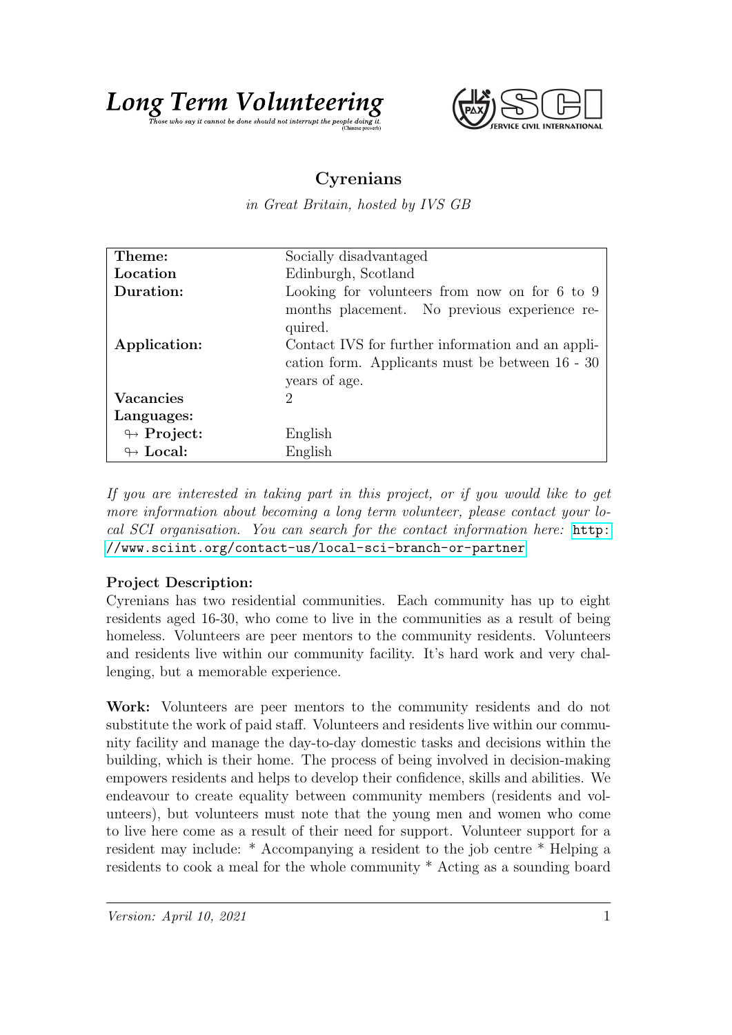# Long Term Volunteering

*Those who say it cannot be done should not interrupt the people doing it.* (Chinese proverb)

SERVICE CIVIL INTERNATIONAL

## Cyrenians

*in Great Britain, hosted by IVS GB*

| | |
|---|---|
| **Theme:** | Socially disadvantaged |
| **Location** | Edinburgh, Scotland |
| **Duration:** | Looking for volunteers from now on for 6 to 9 months placement. No previous experience required. |
| **Application:** | Contact IVS for further information and an application form. Applicants must be between 16 - 30 years of age. |
| **Vacancies** | 2 |
| **Languages:** | |
| ↬ **Project:** | English |
| ↬ **Local:** | English |

*If you are interested in taking part in this project, or if you would like to get more information about becoming a long term volunteer, please contact your local SCI organisation. You can search for the contact information here:* http://www.sciint.org/contact-us/local-sci-branch-or-partner

**Project Description:**
Cyrenians has two residential communities. Each community has up to eight residents aged 16-30, who come to live in the communities as a result of being homeless. Volunteers are peer mentors to the community residents. Volunteers and residents live within our community facility. It's hard work and very challenging, but a memorable experience.

**Work:** Volunteers are peer mentors to the community residents and do not substitute the work of paid staff. Volunteers and residents live within our community facility and manage the day-to-day domestic tasks and decisions within the building, which is their home. The process of being involved in decision-making empowers residents and helps to develop their confidence, skills and abilities. We endeavour to create equality between community members (residents and volunteers), but volunteers must note that the young men and women who come to live here come as a result of their need for support. Volunteer support for a resident may include: * Accompanying a resident to the job centre * Helping a residents to cook a meal for the whole community * Acting as a sounding board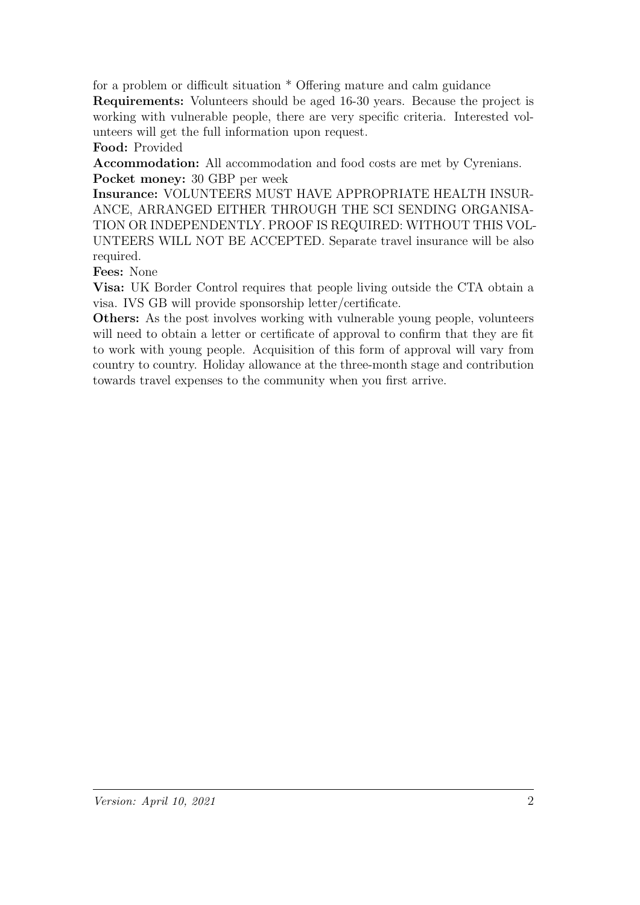for a problem or difficult situation * Offering mature and calm guidance

**Requirements:** Volunteers should be aged 16-30 years. Because the project is working with vulnerable people, there are very specific criteria. Interested volunteers will get the full information upon request.

**Food:** Provided

**Accommodation:** All accommodation and food costs are met by Cyrenians.

**Pocket money:** 30 GBP per week

**Insurance:** VOLUNTEERS MUST HAVE APPROPRIATE HEALTH INSURANCE, ARRANGED EITHER THROUGH THE SCI SENDING ORGANISATION OR INDEPENDENTLY. PROOF IS REQUIRED: WITHOUT THIS VOLUNTEERS WILL NOT BE ACCEPTED. Separate travel insurance will be also required.

**Fees:** None

**Visa:** UK Border Control requires that people living outside the CTA obtain a visa. IVS GB will provide sponsorship letter/certificate.

**Others:** As the post involves working with vulnerable young people, volunteers will need to obtain a letter or certificate of approval to confirm that they are fit to work with young people. Acquisition of this form of approval will vary from country to country. Holiday allowance at the three-month stage and contribution towards travel expenses to the community when you first arrive.